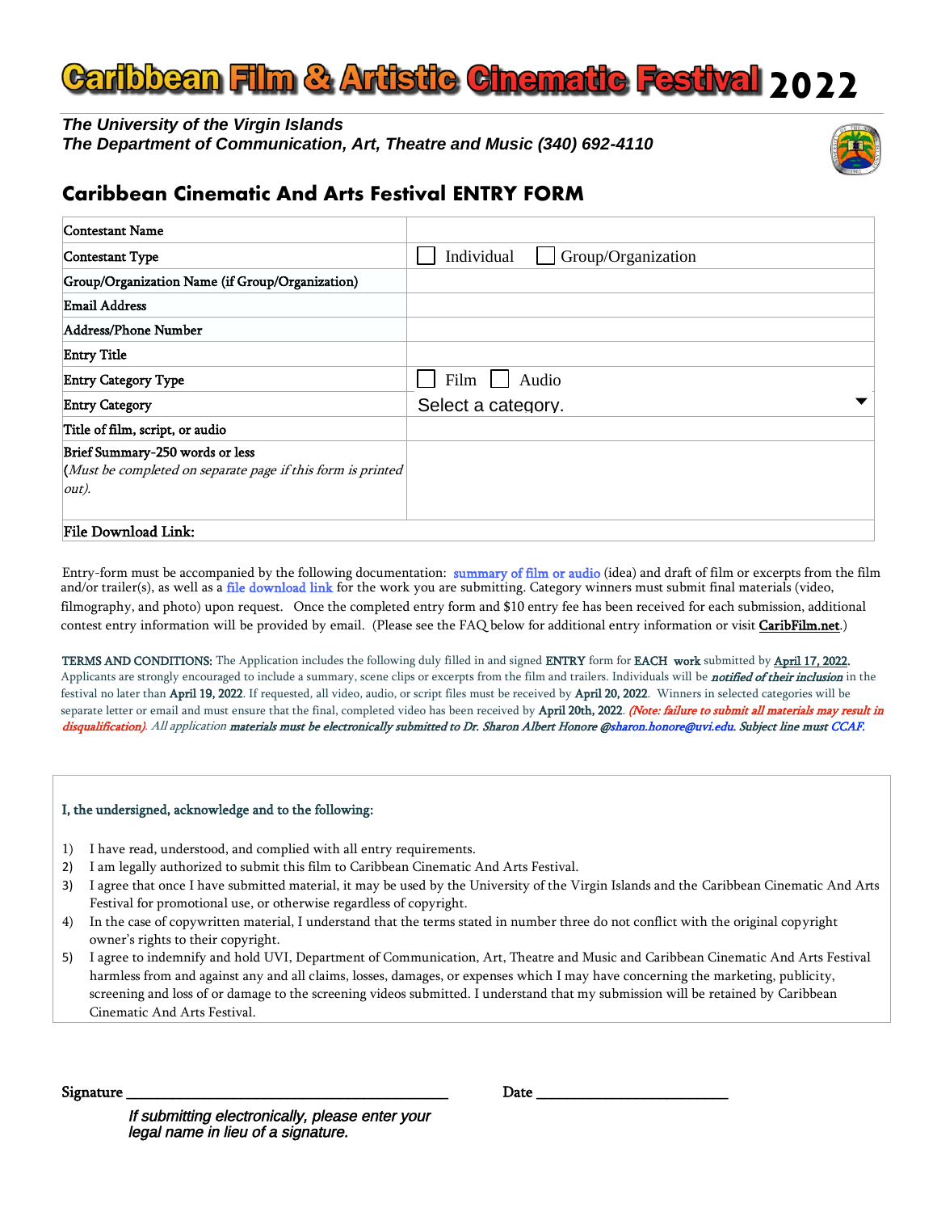# Caribbean Film & Artistic Cinematic Festival 2022

***The University of the Virgin Islands***
***The Department of Communication, Art, Theatre and Music (340) 692-4110***

## Caribbean Cinematic And Arts Festival ENTRY FORM

| Contestant Name | |
|---|---|
| Contestant Type | ☐ Individual ☐ Group/Organization |
| Group/Organization Name (if Group/Organization) | |
| Email Address | |
| Address/Phone Number | |
| Entry Title | |
| Entry Category Type | ☐ Film ☐ Audio |
| Entry Category | Select a category. |
| Title of film, script, or audio | |
| Brief Summary-250 words or less (*Must be completed on separate page if this form is printed out).* | |
| File Download Link: | |

Entry-form must be accompanied by the following documentation: summary of film or audio (idea) and draft of film or excerpts from the film and/or trailer(s), as well as a file download link for the work you are submitting. Category winners must submit final materials (video, filmography, and photo) upon request. Once the completed entry form and $10 entry fee has been received for each submission, additional contest entry information will be provided by email. (Please see the FAQ below for additional entry information or visit CaribFilm.net.)

TERMS AND CONDITIONS: The Application includes the following duly filled in and signed ENTRY form for EACH work submitted by April 17, 2022. Applicants are strongly encouraged to include a summary, scene clips or excerpts from the film and trailers. Individuals will be ***notified of their inclusion*** in the festival no later than April 19, 2022. If requested, all video, audio, or script files must be received by April 20, 2022. Winners in selected categories will be separate letter or email and must ensure that the final, completed video has been received by April 20th, 2022. *(Note: failure to submit all materials may result in disqualification). All application **materials must be electronically submitted to Dr. Sharon Albert Honore @sharon.honore@uvi.edu. Subject line must** CCAF.*

I, the undersigned, acknowledge and to the following:

1) I have read, understood, and complied with all entry requirements.
2) I am legally authorized to submit this film to Caribbean Cinematic And Arts Festival.
3) I agree that once I have submitted material, it may be used by the University of the Virgin Islands and the Caribbean Cinematic And Arts Festival for promotional use, or otherwise regardless of copyright.
4) In the case of copywritten material, I understand that the terms stated in number three do not conflict with the original copyright owner's rights to their copyright.
5) I agree to indemnify and hold UVI, Department of Communication, Art, Theatre and Music and Caribbean Cinematic And Arts Festival harmless from and against any and all claims, losses, damages, or expenses which I may have concerning the marketing, publicity, screening and loss of or damage to the screening videos submitted. I understand that my submission will be retained by Caribbean Cinematic And Arts Festival.

Signature ______________________________ Date ____________________

*If submitting electronically, please enter your legal name in lieu of a signature.*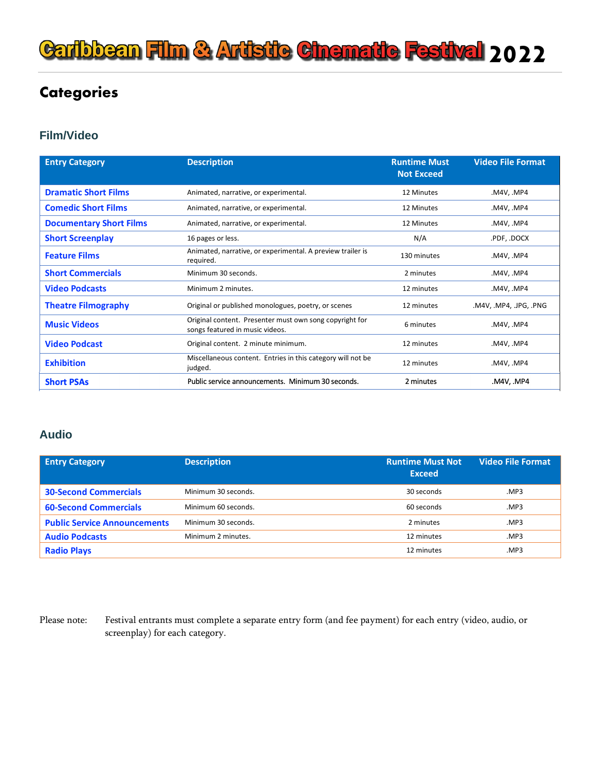# Caribbean Film & Artistic Cinematic Festival 2022

## Categories

### Film/Video

| Entry Category | Description | Runtime Must Not Exceed | Video File Format |
|---|---|---|---|
| Dramatic Short Films | Animated, narrative, or experimental. | 12 Minutes | .M4V, .MP4 |
| Comedic Short Films | Animated, narrative, or experimental. | 12 Minutes | .M4V, .MP4 |
| Documentary Short Films | Animated, narrative, or experimental. | 12 Minutes | .M4V, .MP4 |
| Short Screenplay | 16 pages or less. | N/A | .PDF, .DOCX |
| Feature Films | Animated, narrative, or experimental. A preview trailer is required. | 130 minutes | .M4V, .MP4 |
| Short Commercials | Minimum 30 seconds. | 2 minutes | .M4V, .MP4 |
| Video Podcasts | Minimum 2 minutes. | 12 minutes | .M4V, .MP4 |
| Theatre Filmography | Original or published monologues, poetry, or scenes | 12 minutes | .M4V, .MP4, .JPG, .PNG |
| Music Videos | Original content. Presenter must own song copyright for songs featured in music videos. | 6 minutes | .M4V, .MP4 |
| Video Podcast | Original content. 2 minute minimum. | 12 minutes | .M4V, .MP4 |
| Exhibition | Miscellaneous content. Entries in this category will not be judged. | 12 minutes | .M4V, .MP4 |
| Short PSAs | Public service announcements. Minimum 30 seconds. | 2 minutes | .M4V, .MP4 |

### Audio

| Entry Category | Description | Runtime Must Not Exceed | Video File Format |
|---|---|---|---|
| 30-Second Commercials | Minimum 30 seconds. | 30 seconds | .MP3 |
| 60-Second Commercials | Minimum 60 seconds. | 60 seconds | .MP3 |
| Public Service Announcements | Minimum 30 seconds. | 2 minutes | .MP3 |
| Audio Podcasts | Minimum 2 minutes. | 12 minutes | .MP3 |
| Radio Plays | | 12 minutes | .MP3 |

Please note: Festival entrants must complete a separate entry form (and fee payment) for each entry (video, audio, or screenplay) for each category.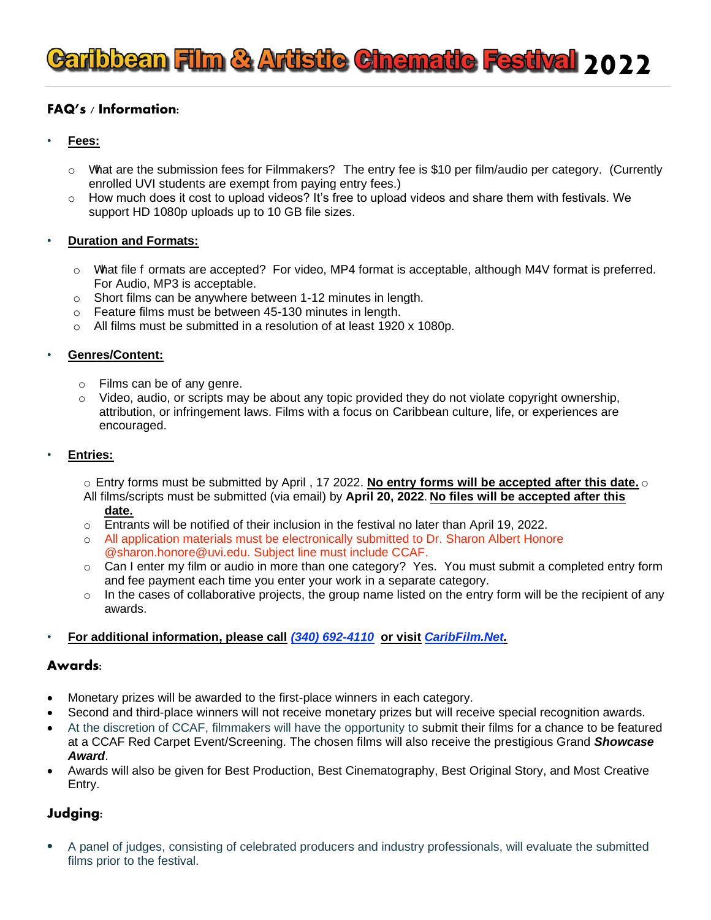# Caribbean Film & Artistic Cinematic Festival 2022

## FAQ's / Information:

- **Fees:**
  - What are the submission fees for Filmmakers? The entry fee is $10 per film/audio per category. (Currently enrolled UVI students are exempt from paying entry fees.)
  - How much does it cost to upload videos? It's free to upload videos and share them with festivals. We support HD 1080p uploads up to 10 GB file sizes.

- **Duration and Formats:**
  - What file f ormats are accepted? For video, MP4 format is acceptable, although M4V format is preferred. For Audio, MP3 is acceptable.
  - Short films can be anywhere between 1-12 minutes in length.
  - Feature films must be between 45-130 minutes in length.
  - All films must be submitted in a resolution of at least 1920 x 1080p.

- **Genres/Content:**
  - Films can be of any genre.
  - Video, audio, or scripts may be about any topic provided they do not violate copyright ownership, attribution, or infringement laws. Films with a focus on Caribbean culture, life, or experiences are encouraged.

- **Entries:**
  - Entry forms must be submitted by April , 17 2022. **No entry forms will be accepted after this date.**
  - All films/scripts must be submitted (via email) by **April 20, 2022**. **No files will be accepted after this date.**
  - Entrants will be notified of their inclusion in the festival no later than April 19, 2022.
  - All application materials must be electronically submitted to Dr. Sharon Albert Honore @sharon.honore@uvi.edu. Subject line must include CCAF.
  - Can I enter my film or audio in more than one category? Yes. You must submit a completed entry form and fee payment each time you enter your work in a separate category.
  - In the cases of collaborative projects, the group name listed on the entry form will be the recipient of any awards.

- **For additional information, please call *(340) 692-4110* or visit *CaribFilm.Net*.**

## Awards:

- Monetary prizes will be awarded to the first-place winners in each category.
- Second and third-place winners will not receive monetary prizes but will receive special recognition awards.
- At the discretion of CCAF, filmmakers will have the opportunity to submit their films for a chance to be featured at a CCAF Red Carpet Event/Screening. The chosen films will also receive the prestigious Grand ***Showcase Award***.
- Awards will also be given for Best Production, Best Cinematography, Best Original Story, and Most Creative Entry.

## Judging:

- A panel of judges, consisting of celebrated producers and industry professionals, will evaluate the submitted films prior to the festival.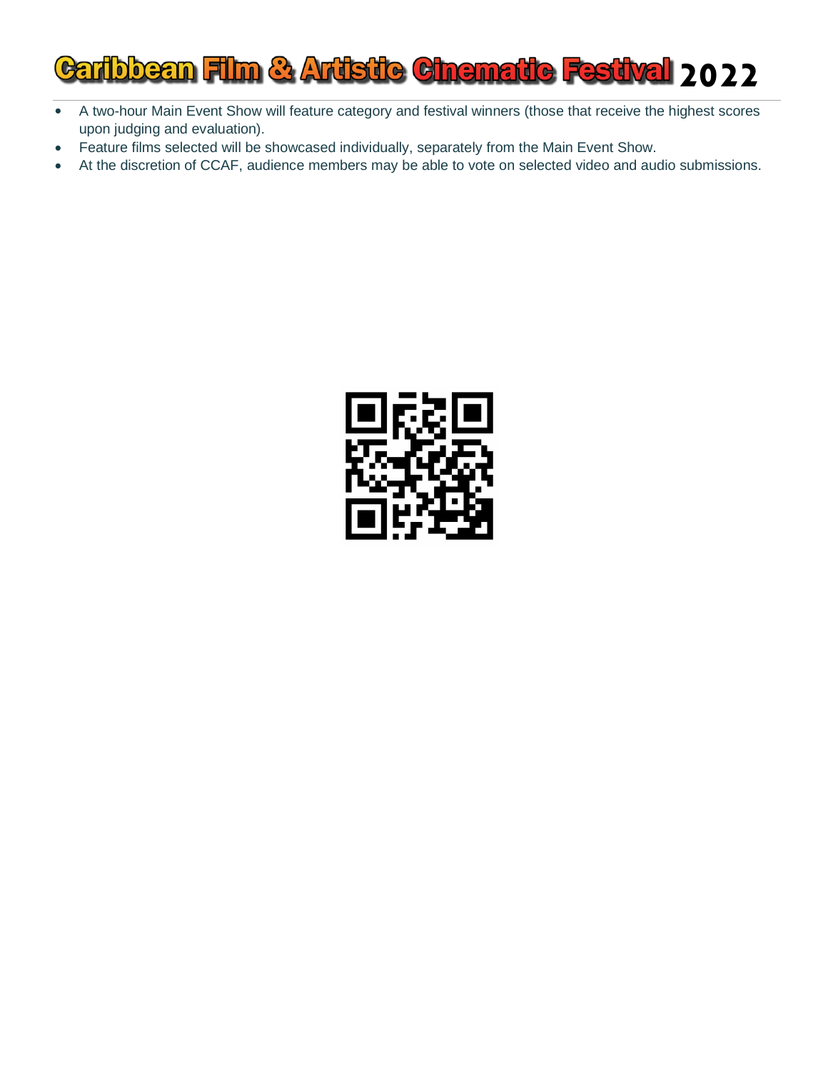- A two-hour Main Event Show will feature category and festival winners (those that receive the highest scores upon judging and evaluation).
- Feature films selected will be showcased individually, separately from the Main Event Show.
- At the discretion of CCAF, audience members may be able to vote on selected video and audio submissions.